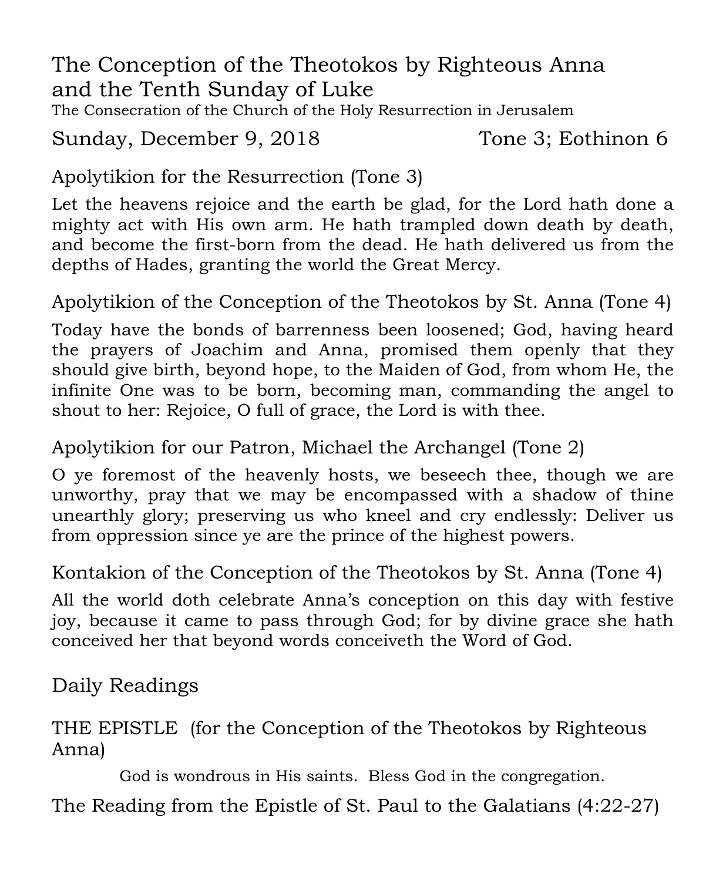# The Conception of the Theotokos by Righteous Anna and the Tenth Sunday of Luke

The Consecration of the Church of the Holy Resurrection in Jerusalem

Sunday, December 9, 2018 Tone 3; Eothinon 6

## Apolytikion for the Resurrection (Tone 3)

Let the heavens rejoice and the earth be glad, for the Lord hath done a mighty act with His own arm. He hath trampled down death by death, and become the first-born from the dead. He hath delivered us from the depths of Hades, granting the world the Great Mercy.

## Apolytikion of the Conception of the Theotokos by St. Anna (Tone 4)

Today have the bonds of barrenness been loosened; God, having heard the prayers of Joachim and Anna, promised them openly that they should give birth, beyond hope, to the Maiden of God, from whom He, the infinite One was to be born, becoming man, commanding the angel to shout to her: Rejoice, O full of grace, the Lord is with thee.

## Apolytikion for our Patron, Michael the Archangel (Tone 2)

O ye foremost of the heavenly hosts, we beseech thee, though we are unworthy, pray that we may be encompassed with a shadow of thine unearthly glory; preserving us who kneel and cry endlessly: Deliver us from oppression since ye are the prince of the highest powers.

## Kontakion of the Conception of the Theotokos by St. Anna (Tone 4)

All the world doth celebrate Anna's conception on this day with festive joy, because it came to pass through God; for by divine grace she hath conceived her that beyond words conceiveth the Word of God.

# Daily Readings

## THE EPISTLE (for the Conception of the Theotokos by Righteous Anna)

God is wondrous in His saints. Bless God in the congregation.

The Reading from the Epistle of St. Paul to the Galatians (4:22-27)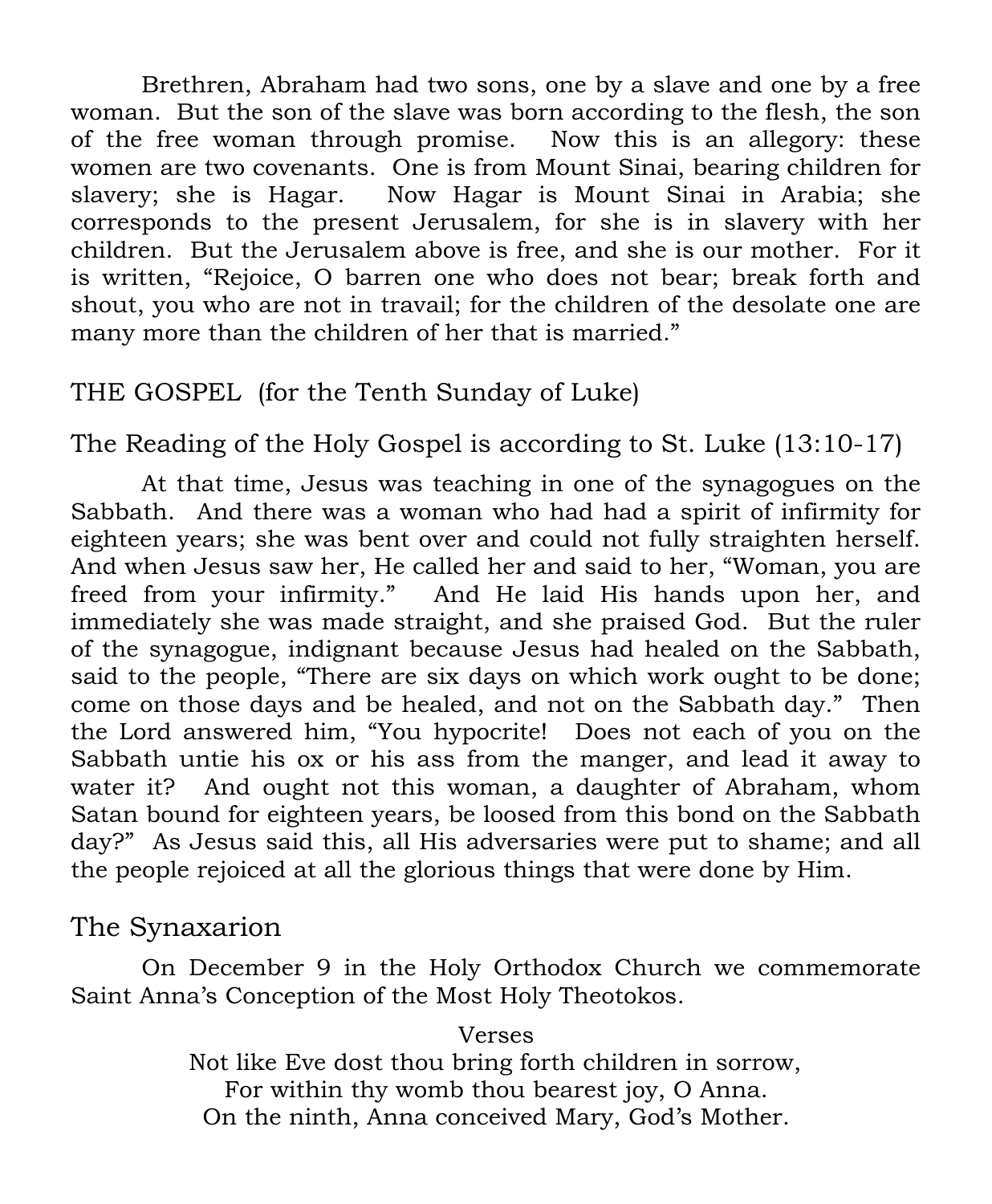Brethren, Abraham had two sons, one by a slave and one by a free woman. But the son of the slave was born according to the flesh, the son of the free woman through promise. Now this is an allegory: these women are two covenants. One is from Mount Sinai, bearing children for slavery; she is Hagar. Now Hagar is Mount Sinai in Arabia; she corresponds to the present Jerusalem, for she is in slavery with her children. But the Jerusalem above is free, and she is our mother. For it is written, "Rejoice, O barren one who does not bear; break forth and shout, you who are not in travail; for the children of the desolate one are many more than the children of her that is married."

## THE GOSPEL (for the Tenth Sunday of Luke)

### The Reading of the Holy Gospel is according to St. Luke (13:10-17)

At that time, Jesus was teaching in one of the synagogues on the Sabbath. And there was a woman who had had a spirit of infirmity for eighteen years; she was bent over and could not fully straighten herself. And when Jesus saw her, He called her and said to her, "Woman, you are freed from your infirmity." And He laid His hands upon her, and immediately she was made straight, and she praised God. But the ruler of the synagogue, indignant because Jesus had healed on the Sabbath, said to the people, "There are six days on which work ought to be done; come on those days and be healed, and not on the Sabbath day." Then the Lord answered him, "You hypocrite! Does not each of you on the Sabbath untie his ox or his ass from the manger, and lead it away to water it? And ought not this woman, a daughter of Abraham, whom Satan bound for eighteen years, be loosed from this bond on the Sabbath day?" As Jesus said this, all His adversaries were put to shame; and all the people rejoiced at all the glorious things that were done by Him.

## The Synaxarion

On December 9 in the Holy Orthodox Church we commemorate Saint Anna's Conception of the Most Holy Theotokos.

Verses

Not like Eve dost thou bring forth children in sorrow,
For within thy womb thou bearest joy, O Anna.
On the ninth, Anna conceived Mary, God's Mother.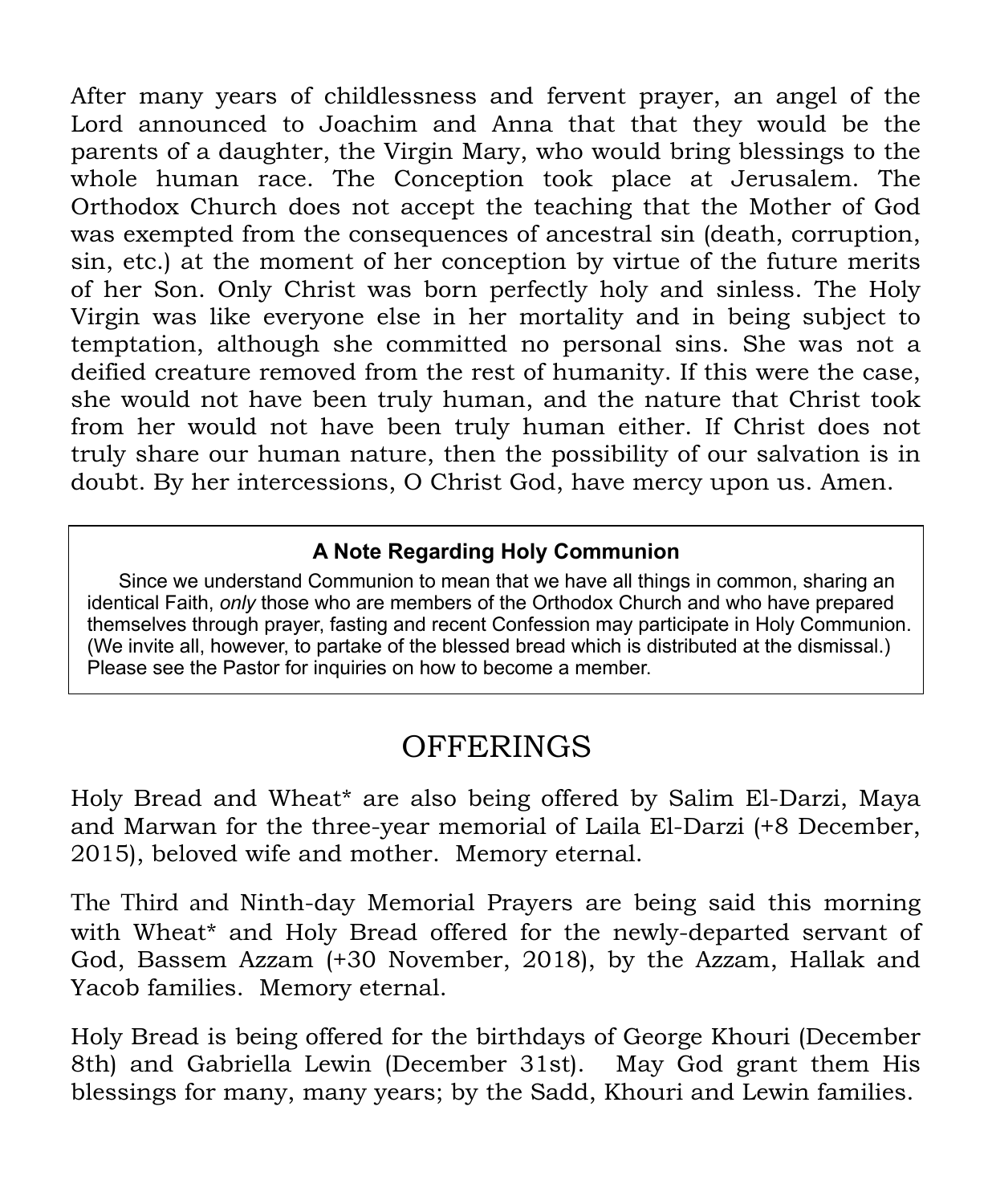After many years of childlessness and fervent prayer, an angel of the Lord announced to Joachim and Anna that that they would be the parents of a daughter, the Virgin Mary, who would bring blessings to the whole human race. The Conception took place at Jerusalem. The Orthodox Church does not accept the teaching that the Mother of God was exempted from the consequences of ancestral sin (death, corruption, sin, etc.) at the moment of her conception by virtue of the future merits of her Son. Only Christ was born perfectly holy and sinless. The Holy Virgin was like everyone else in her mortality and in being subject to temptation, although she committed no personal sins. She was not a deified creature removed from the rest of humanity. If this were the case, she would not have been truly human, and the nature that Christ took from her would not have been truly human either. If Christ does not truly share our human nature, then the possibility of our salvation is in doubt. By her intercessions, O Christ God, have mercy upon us. Amen.

**A Note Regarding Holy Communion**

Since we understand Communion to mean that we have all things in common, sharing an identical Faith, *only* those who are members of the Orthodox Church and who have prepared themselves through prayer, fasting and recent Confession may participate in Holy Communion. (We invite all, however, to partake of the blessed bread which is distributed at the dismissal.) Please see the Pastor for inquiries on how to become a member.

# OFFERINGS

Holy Bread and Wheat* are also being offered by Salim El-Darzi, Maya and Marwan for the three-year memorial of Laila El-Darzi (+8 December, 2015), beloved wife and mother. Memory eternal.

The Third and Ninth-day Memorial Prayers are being said this morning with Wheat* and Holy Bread offered for the newly-departed servant of God, Bassem Azzam (+30 November, 2018), by the Azzam, Hallak and Yacob families. Memory eternal.

Holy Bread is being offered for the birthdays of George Khouri (December 8th) and Gabriella Lewin (December 31st). May God grant them His blessings for many, many years; by the Sadd, Khouri and Lewin families.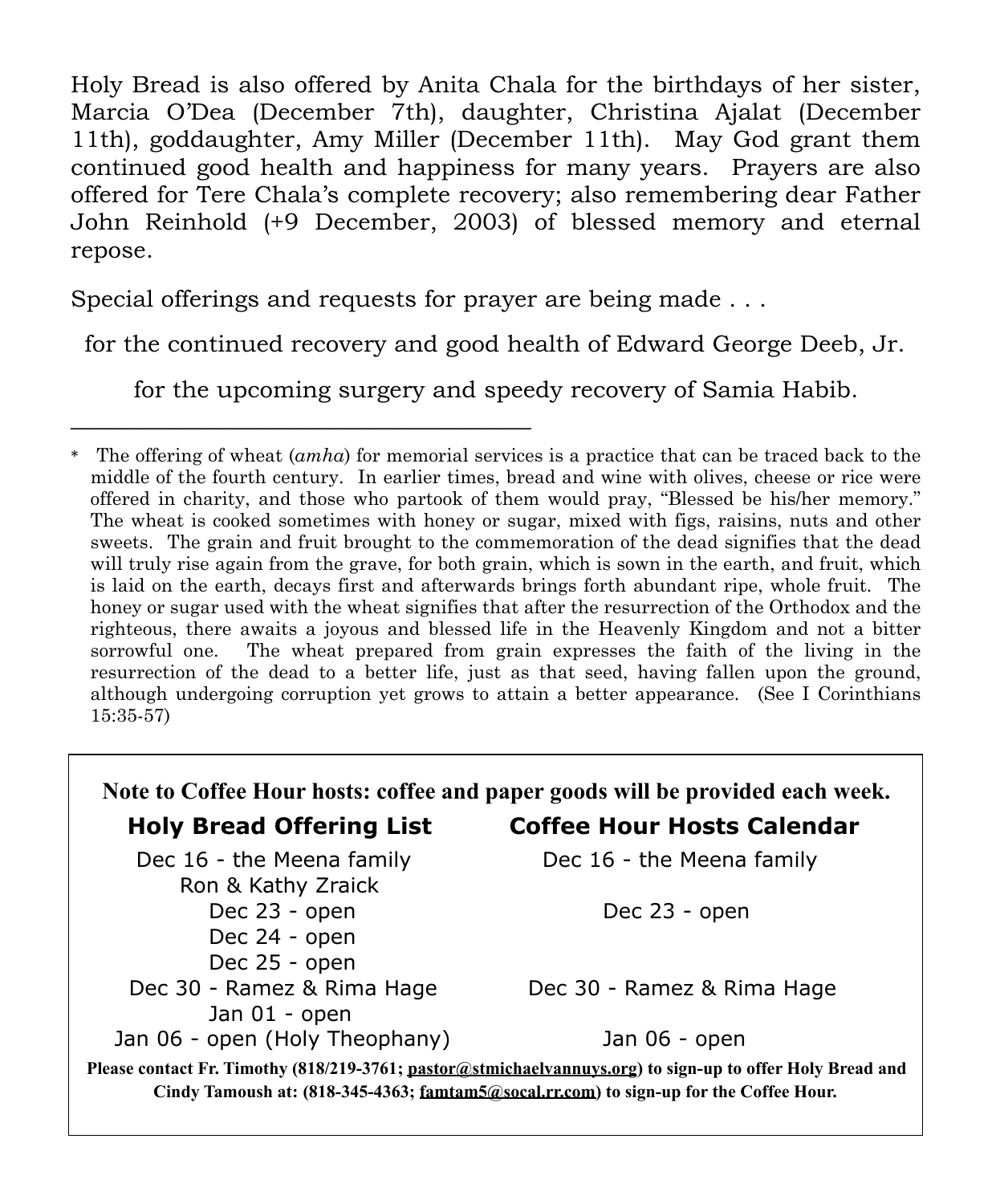Holy Bread is also offered by Anita Chala for the birthdays of her sister, Marcia O'Dea (December 7th), daughter, Christina Ajalat (December 11th), goddaughter, Amy Miller (December 11th). May God grant them continued good health and happiness for many years. Prayers are also offered for Tere Chala's complete recovery; also remembering dear Father John Reinhold (+9 December, 2003) of blessed memory and eternal repose.

Special offerings and requests for prayer are being made . . .

for the continued recovery and good health of Edward George Deeb, Jr.

for the upcoming surgery and speedy recovery of Samia Habib.

---

\* The offering of wheat (*amha*) for memorial services is a practice that can be traced back to the middle of the fourth century. In earlier times, bread and wine with olives, cheese or rice were offered in charity, and those who partook of them would pray, "Blessed be his/her memory." The wheat is cooked sometimes with honey or sugar, mixed with figs, raisins, nuts and other sweets. The grain and fruit brought to the commemoration of the dead signifies that the dead will truly rise again from the grave, for both grain, which is sown in the earth, and fruit, which is laid on the earth, decays first and afterwards brings forth abundant ripe, whole fruit. The honey or sugar used with the wheat signifies that after the resurrection of the Orthodox and the righteous, there awaits a joyous and blessed life in the Heavenly Kingdom and not a bitter sorrowful one. The wheat prepared from grain expresses the faith of the living in the resurrection of the dead to a better life, just as that seed, having fallen upon the ground, although undergoing corruption yet grows to attain a better appearance. (See I Corinthians 15:35-57)

**Note to Coffee Hour hosts: coffee and paper goods will be provided each week.**

| Holy Bread Offering List | Coffee Hour Hosts Calendar |
|---|---|
| Dec 16 - the Meena family<br>Ron & Kathy Zraick | Dec 16 - the Meena family |
| Dec 23 - open | Dec 23 - open |
| Dec 24 - open | |
| Dec 25 - open | |
| Dec 30 - Ramez & Rima Hage | Dec 30 - Ramez & Rima Hage |
| Jan 01 - open | |
| Jan 06 - open (Holy Theophany) | Jan 06 - open |

**Please contact Fr. Timothy (818/219-3761; pastor@stmichaelvannuys.org) to sign-up to offer Holy Bread and Cindy Tamoush at: (818-345-4363; famtam5@socal.rr.com) to sign-up for the Coffee Hour.**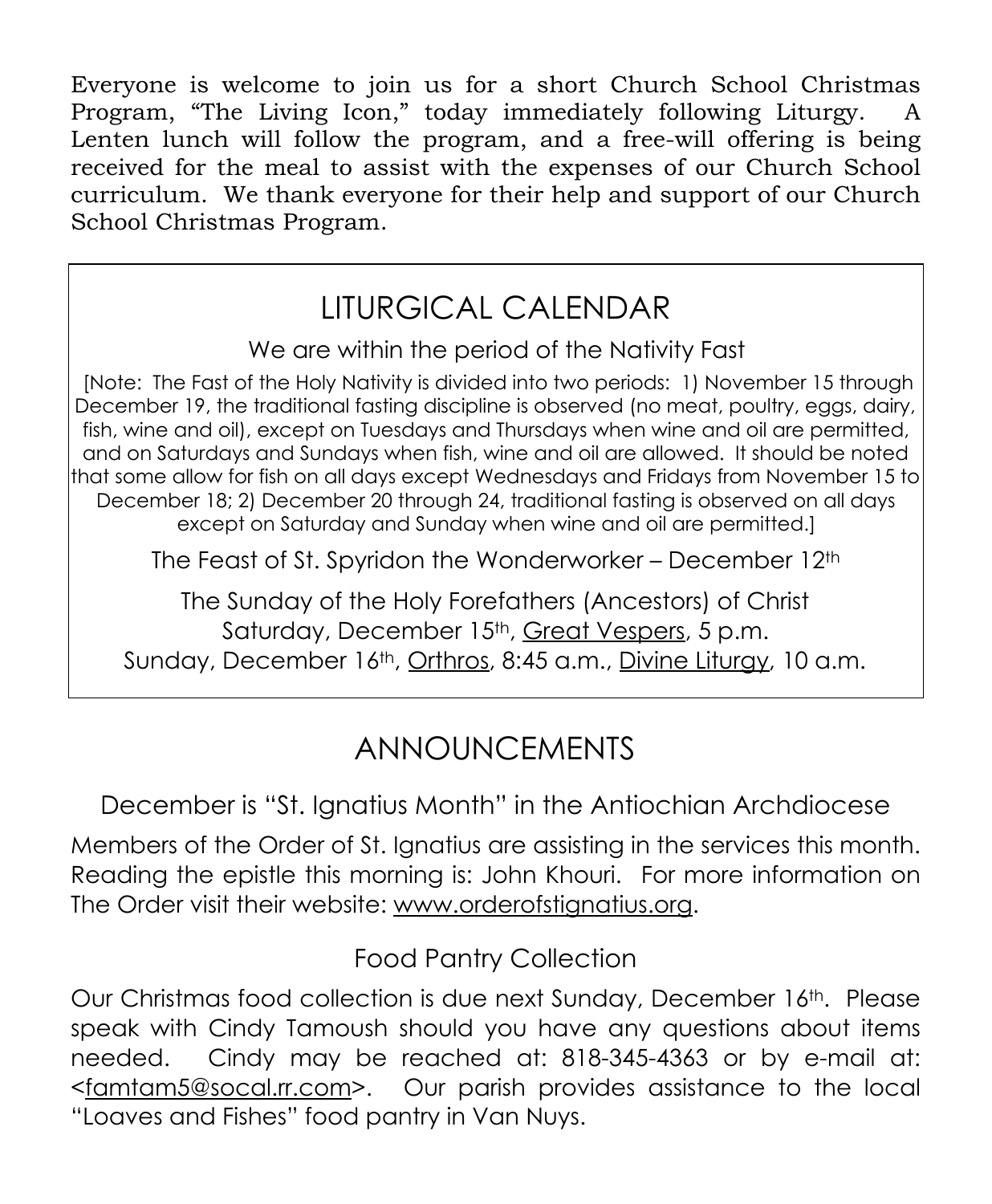Everyone is welcome to join us for a short Church School Christmas Program, "The Living Icon," today immediately following Liturgy. A Lenten lunch will follow the program, and a free-will offering is being received for the meal to assist with the expenses of our Church School curriculum. We thank everyone for their help and support of our Church School Christmas Program.

## LITURGICAL CALENDAR

We are within the period of the Nativity Fast

[Note: The Fast of the Holy Nativity is divided into two periods: 1) November 15 through December 19, the traditional fasting discipline is observed (no meat, poultry, eggs, dairy, fish, wine and oil), except on Tuesdays and Thursdays when wine and oil are permitted, and on Saturdays and Sundays when fish, wine and oil are allowed. It should be noted that some allow for fish on all days except Wednesdays and Fridays from November 15 to December 18; 2) December 20 through 24, traditional fasting is observed on all days except on Saturday and Sunday when wine and oil are permitted.]

The Feast of St. Spyridon the Wonderworker – December 12th

The Sunday of the Holy Forefathers (Ancestors) of Christ
Saturday, December 15th, Great Vespers, 5 p.m.
Sunday, December 16th, Orthros, 8:45 a.m., Divine Liturgy, 10 a.m.

## ANNOUNCEMENTS

### December is "St. Ignatius Month" in the Antiochian Archdiocese

Members of the Order of St. Ignatius are assisting in the services this month. Reading the epistle this morning is: John Khouri. For more information on The Order visit their website: www.orderofstignatius.org.

### Food Pantry Collection

Our Christmas food collection is due next Sunday, December 16th. Please speak with Cindy Tamoush should you have any questions about items needed. Cindy may be reached at: 818-345-4363 or by e-mail at: <famtam5@socal.rr.com>. Our parish provides assistance to the local "Loaves and Fishes" food pantry in Van Nuys.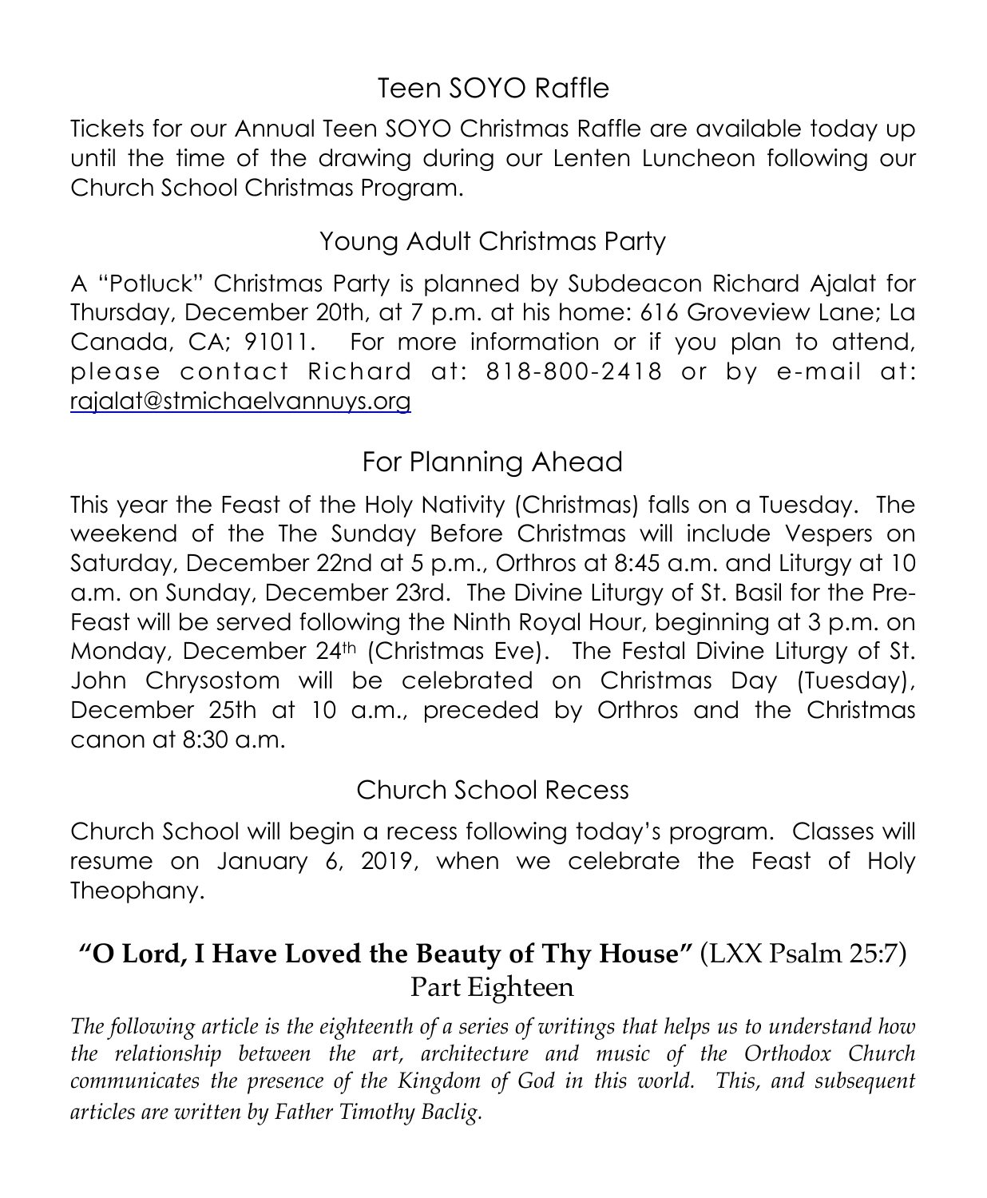## Teen SOYO Raffle

Tickets for our Annual Teen SOYO Christmas Raffle are available today up until the time of the drawing during our Lenten Luncheon following our Church School Christmas Program.

## Young Adult Christmas Party

A "Potluck" Christmas Party is planned by Subdeacon Richard Ajalat for Thursday, December 20th, at 7 p.m. at his home: 616 Groveview Lane; La Canada, CA; 91011. For more information or if you plan to attend, please contact Richard at: 818-800-2418 or by e-mail at: rajalat@stmichaelvannuys.org

## For Planning Ahead

This year the Feast of the Holy Nativity (Christmas) falls on a Tuesday. The weekend of the The Sunday Before Christmas will include Vespers on Saturday, December 22nd at 5 p.m., Orthros at 8:45 a.m. and Liturgy at 10 a.m. on Sunday, December 23rd. The Divine Liturgy of St. Basil for the Pre-Feast will be served following the Ninth Royal Hour, beginning at 3 p.m. on Monday, December 24th (Christmas Eve). The Festal Divine Liturgy of St. John Chrysostom will be celebrated on Christmas Day (Tuesday), December 25th at 10 a.m., preceded by Orthros and the Christmas canon at 8:30 a.m.

## Church School Recess

Church School will begin a recess following today's program. Classes will resume on January 6, 2019, when we celebrate the Feast of Holy Theophany.

## **"O Lord, I Have Loved the Beauty of Thy House"** (LXX Psalm 25:7) Part Eighteen

*The following article is the eighteenth of a series of writings that helps us to understand how the relationship between the art, architecture and music of the Orthodox Church communicates the presence of the Kingdom of God in this world. This, and subsequent articles are written by Father Timothy Baclig.*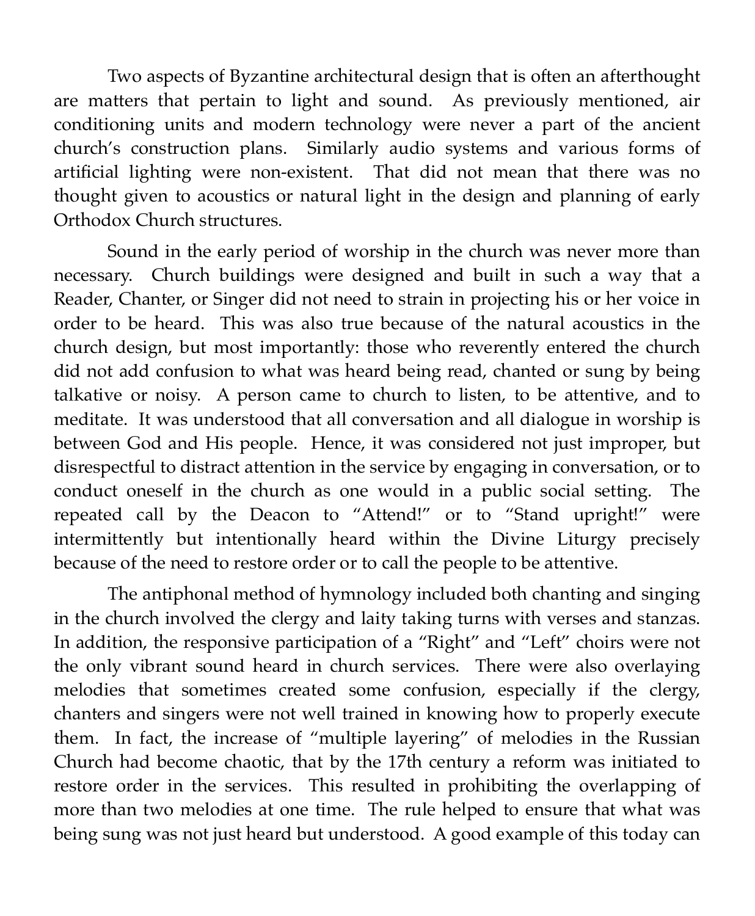Two aspects of Byzantine architectural design that is often an afterthought are matters that pertain to light and sound. As previously mentioned, air conditioning units and modern technology were never a part of the ancient church's construction plans. Similarly audio systems and various forms of artificial lighting were non-existent. That did not mean that there was no thought given to acoustics or natural light in the design and planning of early Orthodox Church structures.

Sound in the early period of worship in the church was never more than necessary. Church buildings were designed and built in such a way that a Reader, Chanter, or Singer did not need to strain in projecting his or her voice in order to be heard. This was also true because of the natural acoustics in the church design, but most importantly: those who reverently entered the church did not add confusion to what was heard being read, chanted or sung by being talkative or noisy. A person came to church to listen, to be attentive, and to meditate. It was understood that all conversation and all dialogue in worship is between God and His people. Hence, it was considered not just improper, but disrespectful to distract attention in the service by engaging in conversation, or to conduct oneself in the church as one would in a public social setting. The repeated call by the Deacon to "Attend!" or to "Stand upright!" were intermittently but intentionally heard within the Divine Liturgy precisely because of the need to restore order or to call the people to be attentive.

The antiphonal method of hymnology included both chanting and singing in the church involved the clergy and laity taking turns with verses and stanzas. In addition, the responsive participation of a "Right" and "Left" choirs were not the only vibrant sound heard in church services. There were also overlaying melodies that sometimes created some confusion, especially if the clergy, chanters and singers were not well trained in knowing how to properly execute them. In fact, the increase of "multiple layering" of melodies in the Russian Church had become chaotic, that by the 17th century a reform was initiated to restore order in the services. This resulted in prohibiting the overlapping of more than two melodies at one time. The rule helped to ensure that what was being sung was not just heard but understood. A good example of this today can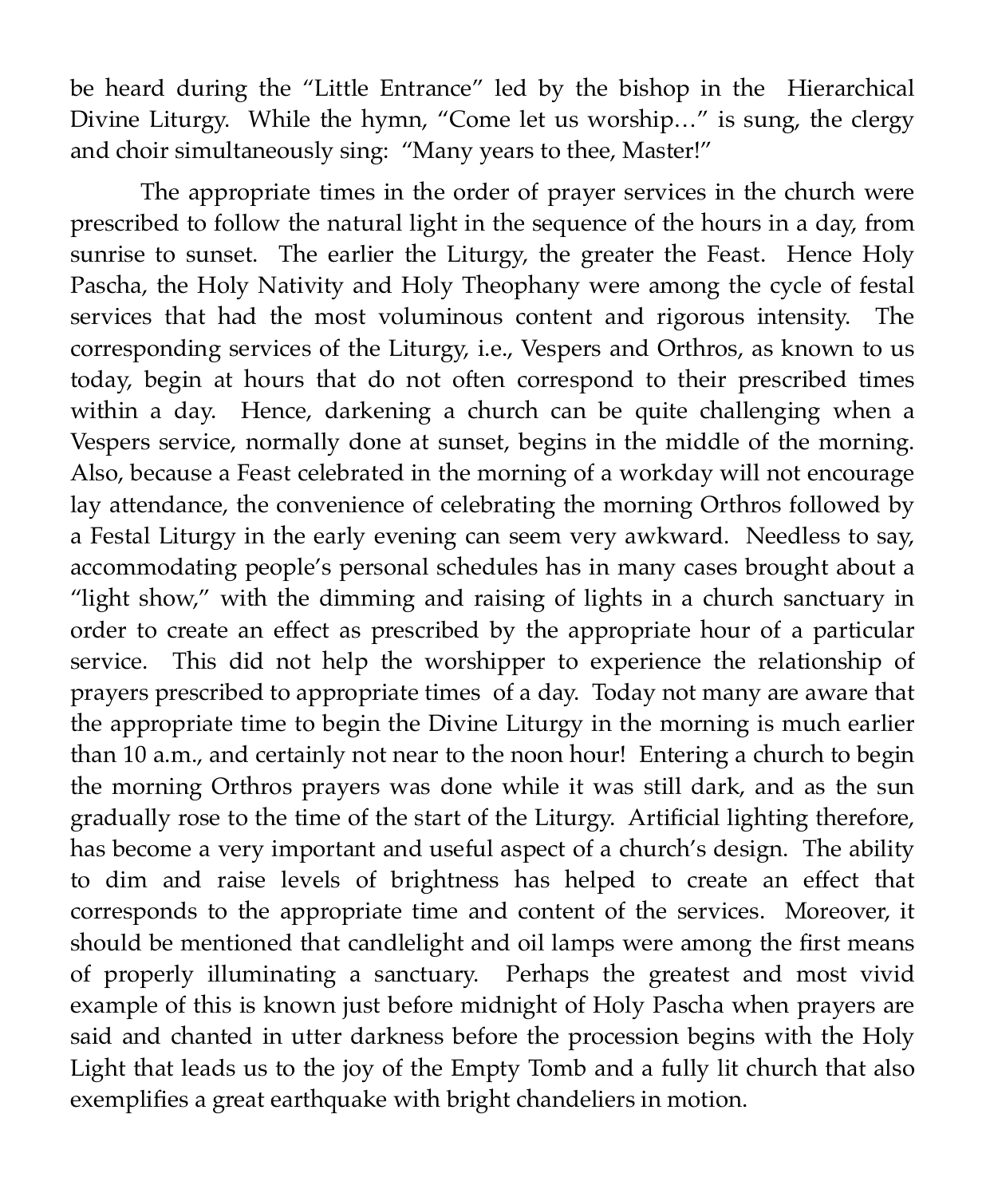be heard during the "Little Entrance" led by the bishop in the Hierarchical Divine Liturgy. While the hymn, "Come let us worship…" is sung, the clergy and choir simultaneously sing: "Many years to thee, Master!"

The appropriate times in the order of prayer services in the church were prescribed to follow the natural light in the sequence of the hours in a day, from sunrise to sunset. The earlier the Liturgy, the greater the Feast. Hence Holy Pascha, the Holy Nativity and Holy Theophany were among the cycle of festal services that had the most voluminous content and rigorous intensity. The corresponding services of the Liturgy, i.e., Vespers and Orthros, as known to us today, begin at hours that do not often correspond to their prescribed times within a day. Hence, darkening a church can be quite challenging when a Vespers service, normally done at sunset, begins in the middle of the morning. Also, because a Feast celebrated in the morning of a workday will not encourage lay attendance, the convenience of celebrating the morning Orthros followed by a Festal Liturgy in the early evening can seem very awkward. Needless to say, accommodating people's personal schedules has in many cases brought about a "light show," with the dimming and raising of lights in a church sanctuary in order to create an effect as prescribed by the appropriate hour of a particular service. This did not help the worshipper to experience the relationship of prayers prescribed to appropriate times of a day. Today not many are aware that the appropriate time to begin the Divine Liturgy in the morning is much earlier than 10 a.m., and certainly not near to the noon hour! Entering a church to begin the morning Orthros prayers was done while it was still dark, and as the sun gradually rose to the time of the start of the Liturgy. Artificial lighting therefore, has become a very important and useful aspect of a church's design. The ability to dim and raise levels of brightness has helped to create an effect that corresponds to the appropriate time and content of the services. Moreover, it should be mentioned that candlelight and oil lamps were among the first means of properly illuminating a sanctuary. Perhaps the greatest and most vivid example of this is known just before midnight of Holy Pascha when prayers are said and chanted in utter darkness before the procession begins with the Holy Light that leads us to the joy of the Empty Tomb and a fully lit church that also exemplifies a great earthquake with bright chandeliers in motion.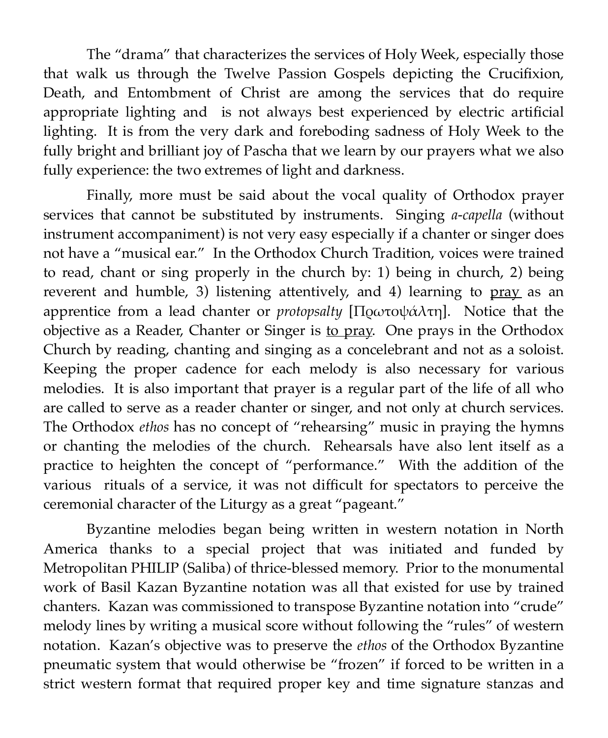The "drama" that characterizes the services of Holy Week, especially those that walk us through the Twelve Passion Gospels depicting the Crucifixion, Death, and Entombment of Christ are among the services that do require appropriate lighting and is not always best experienced by electric artificial lighting. It is from the very dark and foreboding sadness of Holy Week to the fully bright and brilliant joy of Pascha that we learn by our prayers what we also fully experience: the two extremes of light and darkness.

Finally, more must be said about the vocal quality of Orthodox prayer services that cannot be substituted by instruments. Singing *a-capella* (without instrument accompaniment) is not very easy especially if a chanter or singer does not have a "musical ear." In the Orthodox Church Tradition, voices were trained to read, chant or sing properly in the church by: 1) being in church, 2) being reverent and humble, 3) listening attentively, and 4) learning to <u>pray</u> as an apprentice from a lead chanter or *protopsalty* [Πρωτοψάλτη]. Notice that the objective as a Reader, Chanter or Singer is <u>to pray</u>. One prays in the Orthodox Church by reading, chanting and singing as a concelebrant and not as a soloist. Keeping the proper cadence for each melody is also necessary for various melodies. It is also important that prayer is a regular part of the life of all who are called to serve as a reader chanter or singer, and not only at church services. The Orthodox *ethos* has no concept of "rehearsing" music in praying the hymns or chanting the melodies of the church. Rehearsals have also lent itself as a practice to heighten the concept of "performance." With the addition of the various rituals of a service, it was not difficult for spectators to perceive the ceremonial character of the Liturgy as a great "pageant."

Byzantine melodies began being written in western notation in North America thanks to a special project that was initiated and funded by Metropolitan PHILIP (Saliba) of thrice-blessed memory. Prior to the monumental work of Basil Kazan Byzantine notation was all that existed for use by trained chanters. Kazan was commissioned to transpose Byzantine notation into "crude" melody lines by writing a musical score without following the "rules" of western notation. Kazan's objective was to preserve the *ethos* of the Orthodox Byzantine pneumatic system that would otherwise be "frozen" if forced to be written in a strict western format that required proper key and time signature stanzas and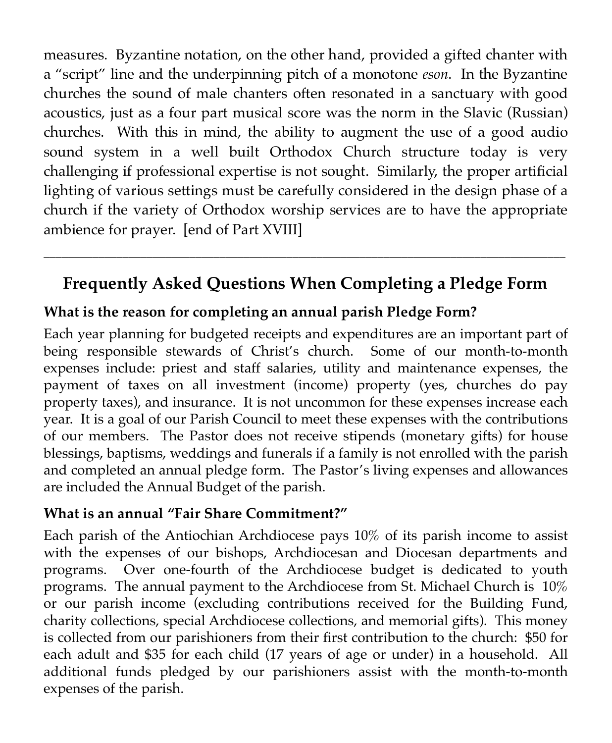measures. Byzantine notation, on the other hand, provided a gifted chanter with a "script" line and the underpinning pitch of a monotone *eson*. In the Byzantine churches the sound of male chanters often resonated in a sanctuary with good acoustics, just as a four part musical score was the norm in the Slavic (Russian) churches. With this in mind, the ability to augment the use of a good audio sound system in a well built Orthodox Church structure today is very challenging if professional expertise is not sought. Similarly, the proper artificial lighting of various settings must be carefully considered in the design phase of a church if the variety of Orthodox worship services are to have the appropriate ambience for prayer. [end of Part XVIII]

---

## Frequently Asked Questions When Completing a Pledge Form

**What is the reason for completing an annual parish Pledge Form?**

Each year planning for budgeted receipts and expenditures are an important part of being responsible stewards of Christ's church. Some of our month-to-month expenses include: priest and staff salaries, utility and maintenance expenses, the payment of taxes on all investment (income) property (yes, churches do pay property taxes), and insurance. It is not uncommon for these expenses increase each year. It is a goal of our Parish Council to meet these expenses with the contributions of our members. The Pastor does not receive stipends (monetary gifts) for house blessings, baptisms, weddings and funerals if a family is not enrolled with the parish and completed an annual pledge form. The Pastor's living expenses and allowances are included the Annual Budget of the parish.

**What is an annual "Fair Share Commitment?"**

Each parish of the Antiochian Archdiocese pays 10% of its parish income to assist with the expenses of our bishops, Archdiocesan and Diocesan departments and programs. Over one-fourth of the Archdiocese budget is dedicated to youth programs. The annual payment to the Archdiocese from St. Michael Church is 10% or our parish income (excluding contributions received for the Building Fund, charity collections, special Archdiocese collections, and memorial gifts). This money is collected from our parishioners from their first contribution to the church: $50 for each adult and $35 for each child (17 years of age or under) in a household. All additional funds pledged by our parishioners assist with the month-to-month expenses of the parish.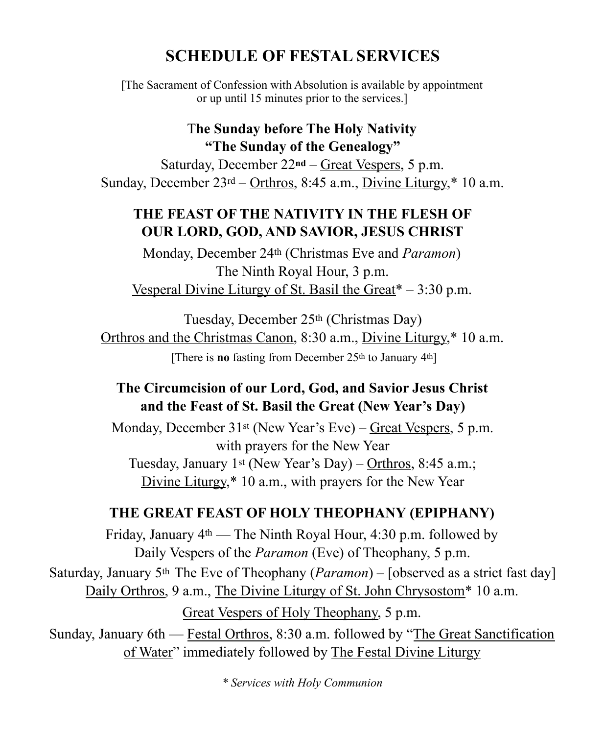# SCHEDULE OF FESTAL SERVICES

[The Sacrament of Confession with Absolution is available by appointment or up until 15 minutes prior to the services.]

### The Sunday before The Holy Nativity
### "The Sunday of the Genealogy"

Saturday, December 22nd – Great Vespers, 5 p.m.
Sunday, December 23rd – Orthros, 8:45 a.m., Divine Liturgy,* 10 a.m.

### THE FEAST OF THE NATIVITY IN THE FLESH OF OUR LORD, GOD, AND SAVIOR, JESUS CHRIST

Monday, December 24th (Christmas Eve and *Paramon*)
The Ninth Royal Hour, 3 p.m.
Vesperal Divine Liturgy of St. Basil the Great* – 3:30 p.m.

Tuesday, December 25th (Christmas Day)
Orthros and the Christmas Canon, 8:30 a.m., Divine Liturgy,* 10 a.m.
[There is **no** fasting from December 25th to January 4th]

### The Circumcision of our Lord, God, and Savior Jesus Christ and the Feast of St. Basil the Great (New Year's Day)

Monday, December 31st (New Year's Eve) – Great Vespers, 5 p.m. with prayers for the New Year
Tuesday, January 1st (New Year's Day) – Orthros, 8:45 a.m.; Divine Liturgy,* 10 a.m., with prayers for the New Year

### THE GREAT FEAST OF HOLY THEOPHANY (EPIPHANY)

Friday, January 4th — The Ninth Royal Hour, 4:30 p.m. followed by Daily Vespers of the *Paramon* (Eve) of Theophany, 5 p.m.
Saturday, January 5th The Eve of Theophany (*Paramon*) – [observed as a strict fast day] Daily Orthros, 9 a.m., The Divine Liturgy of St. John Chrysostom* 10 a.m.
Great Vespers of Holy Theophany, 5 p.m.
Sunday, January 6th — Festal Orthros, 8:30 a.m. followed by "The Great Sanctification of Water" immediately followed by The Festal Divine Liturgy

*\* Services with Holy Communion*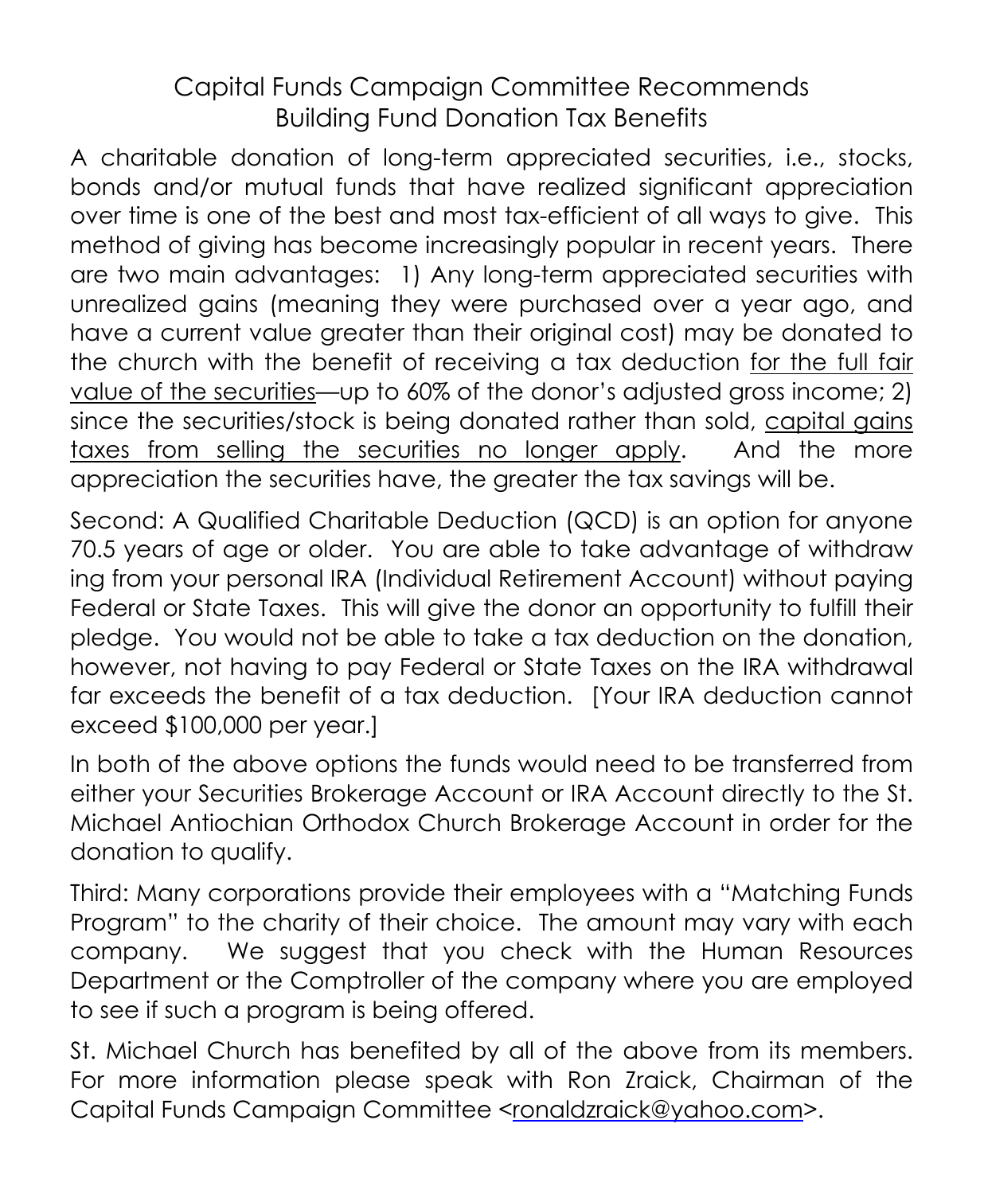# Capital Funds Campaign Committee Recommends Building Fund Donation Tax Benefits

A charitable donation of long-term appreciated securities, i.e., stocks, bonds and/or mutual funds that have realized significant appreciation over time is one of the best and most tax-efficient of all ways to give. This method of giving has become increasingly popular in recent years. There are two main advantages: 1) Any long-term appreciated securities with unrealized gains (meaning they were purchased over a year ago, and have a current value greater than their original cost) may be donated to the church with the benefit of receiving a tax deduction <u>for the full fair value of the securities</u>—up to 60% of the donor's adjusted gross income; 2) since the securities/stock is being donated rather than sold, <u>capital gains taxes from selling the securities no longer apply</u>. And the more appreciation the securities have, the greater the tax savings will be.

Second: A Qualified Charitable Deduction (QCD) is an option for anyone 70.5 years of age or older. You are able to take advantage of withdraw ing from your personal IRA (Individual Retirement Account) without paying Federal or State Taxes. This will give the donor an opportunity to fulfill their pledge. You would not be able to take a tax deduction on the donation, however, not having to pay Federal or State Taxes on the IRA withdrawal far exceeds the benefit of a tax deduction. [Your IRA deduction cannot exceed $100,000 per year.]

In both of the above options the funds would need to be transferred from either your Securities Brokerage Account or IRA Account directly to the St. Michael Antiochian Orthodox Church Brokerage Account in order for the donation to qualify.

Third: Many corporations provide their employees with a "Matching Funds Program" to the charity of their choice. The amount may vary with each company. We suggest that you check with the Human Resources Department or the Comptroller of the company where you are employed to see if such a program is being offered.

St. Michael Church has benefited by all of the above from its members. For more information please speak with Ron Zraick, Chairman of the Capital Funds Campaign Committee <ronaldzraick@yahoo.com>.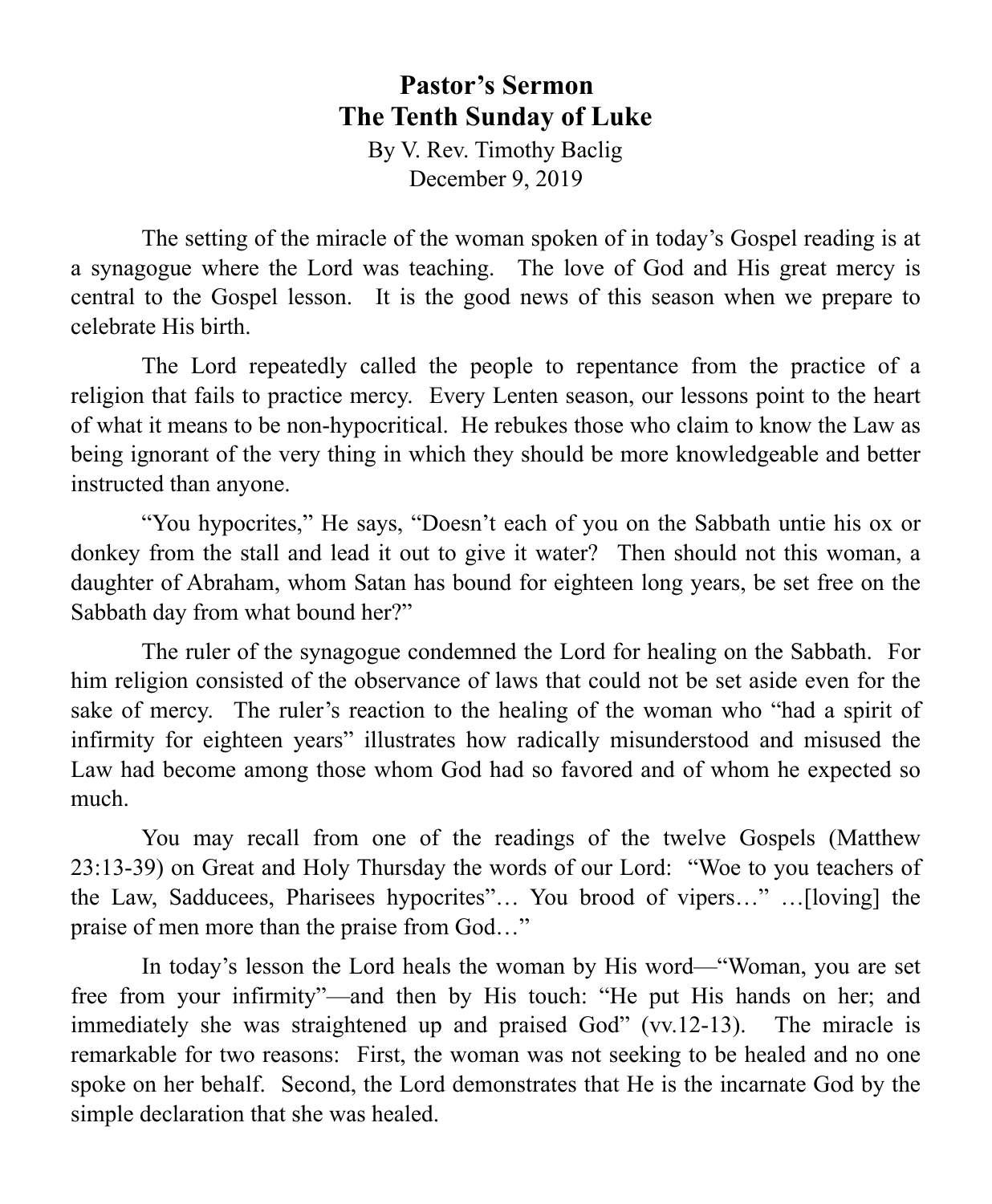# Pastor's Sermon
## The Tenth Sunday of Luke

By V. Rev. Timothy Baclig
December 9, 2019

The setting of the miracle of the woman spoken of in today's Gospel reading is at a synagogue where the Lord was teaching. The love of God and His great mercy is central to the Gospel lesson. It is the good news of this season when we prepare to celebrate His birth.

The Lord repeatedly called the people to repentance from the practice of a religion that fails to practice mercy. Every Lenten season, our lessons point to the heart of what it means to be non-hypocritical. He rebukes those who claim to know the Law as being ignorant of the very thing in which they should be more knowledgeable and better instructed than anyone.

"You hypocrites," He says, "Doesn't each of you on the Sabbath untie his ox or donkey from the stall and lead it out to give it water? Then should not this woman, a daughter of Abraham, whom Satan has bound for eighteen long years, be set free on the Sabbath day from what bound her?"

The ruler of the synagogue condemned the Lord for healing on the Sabbath. For him religion consisted of the observance of laws that could not be set aside even for the sake of mercy. The ruler's reaction to the healing of the woman who "had a spirit of infirmity for eighteen years" illustrates how radically misunderstood and misused the Law had become among those whom God had so favored and of whom he expected so much.

You may recall from one of the readings of the twelve Gospels (Matthew 23:13-39) on Great and Holy Thursday the words of our Lord: "Woe to you teachers of the Law, Sadducees, Pharisees hypocrites"… You brood of vipers…" …[loving] the praise of men more than the praise from God…"

In today's lesson the Lord heals the woman by His word—"Woman, you are set free from your infirmity"—and then by His touch: "He put His hands on her; and immediately she was straightened up and praised God" (vv.12-13). The miracle is remarkable for two reasons: First, the woman was not seeking to be healed and no one spoke on her behalf. Second, the Lord demonstrates that He is the incarnate God by the simple declaration that she was healed.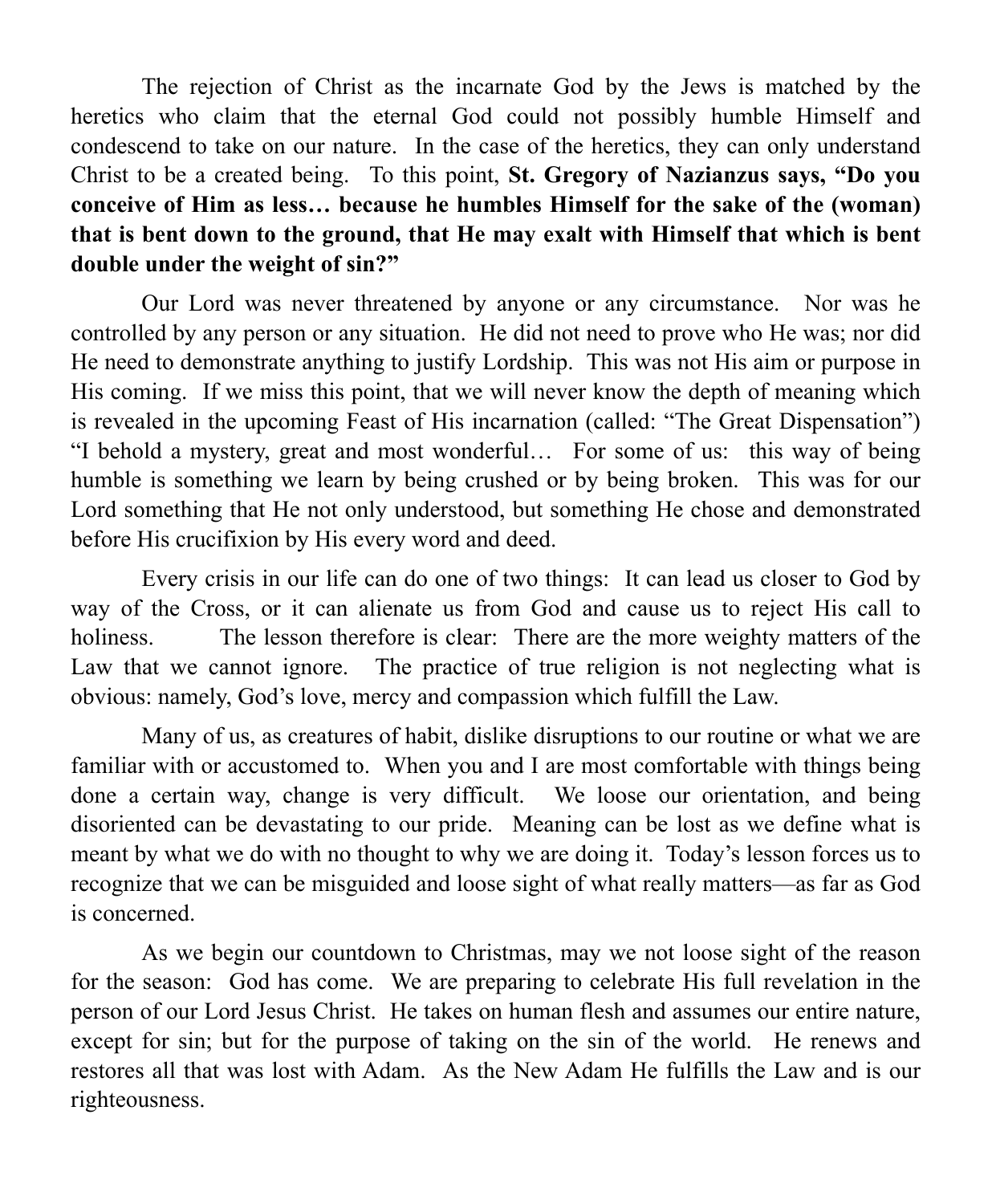The rejection of Christ as the incarnate God by the Jews is matched by the heretics who claim that the eternal God could not possibly humble Himself and condescend to take on our nature. In the case of the heretics, they can only understand Christ to be a created being. To this point, **St. Gregory of Nazianzus says, "Do you conceive of Him as less… because he humbles Himself for the sake of the (woman) that is bent down to the ground, that He may exalt with Himself that which is bent double under the weight of sin?"**

Our Lord was never threatened by anyone or any circumstance. Nor was he controlled by any person or any situation. He did not need to prove who He was; nor did He need to demonstrate anything to justify Lordship. This was not His aim or purpose in His coming. If we miss this point, that we will never know the depth of meaning which is revealed in the upcoming Feast of His incarnation (called: "The Great Dispensation") "I behold a mystery, great and most wonderful… For some of us: this way of being humble is something we learn by being crushed or by being broken. This was for our Lord something that He not only understood, but something He chose and demonstrated before His crucifixion by His every word and deed.

Every crisis in our life can do one of two things: It can lead us closer to God by way of the Cross, or it can alienate us from God and cause us to reject His call to holiness. The lesson therefore is clear: There are the more weighty matters of the Law that we cannot ignore. The practice of true religion is not neglecting what is obvious: namely, God's love, mercy and compassion which fulfill the Law.

Many of us, as creatures of habit, dislike disruptions to our routine or what we are familiar with or accustomed to. When you and I are most comfortable with things being done a certain way, change is very difficult. We loose our orientation, and being disoriented can be devastating to our pride. Meaning can be lost as we define what is meant by what we do with no thought to why we are doing it. Today's lesson forces us to recognize that we can be misguided and loose sight of what really matters—as far as God is concerned.

As we begin our countdown to Christmas, may we not loose sight of the reason for the season: God has come. We are preparing to celebrate His full revelation in the person of our Lord Jesus Christ. He takes on human flesh and assumes our entire nature, except for sin; but for the purpose of taking on the sin of the world. He renews and restores all that was lost with Adam. As the New Adam He fulfills the Law and is our righteousness.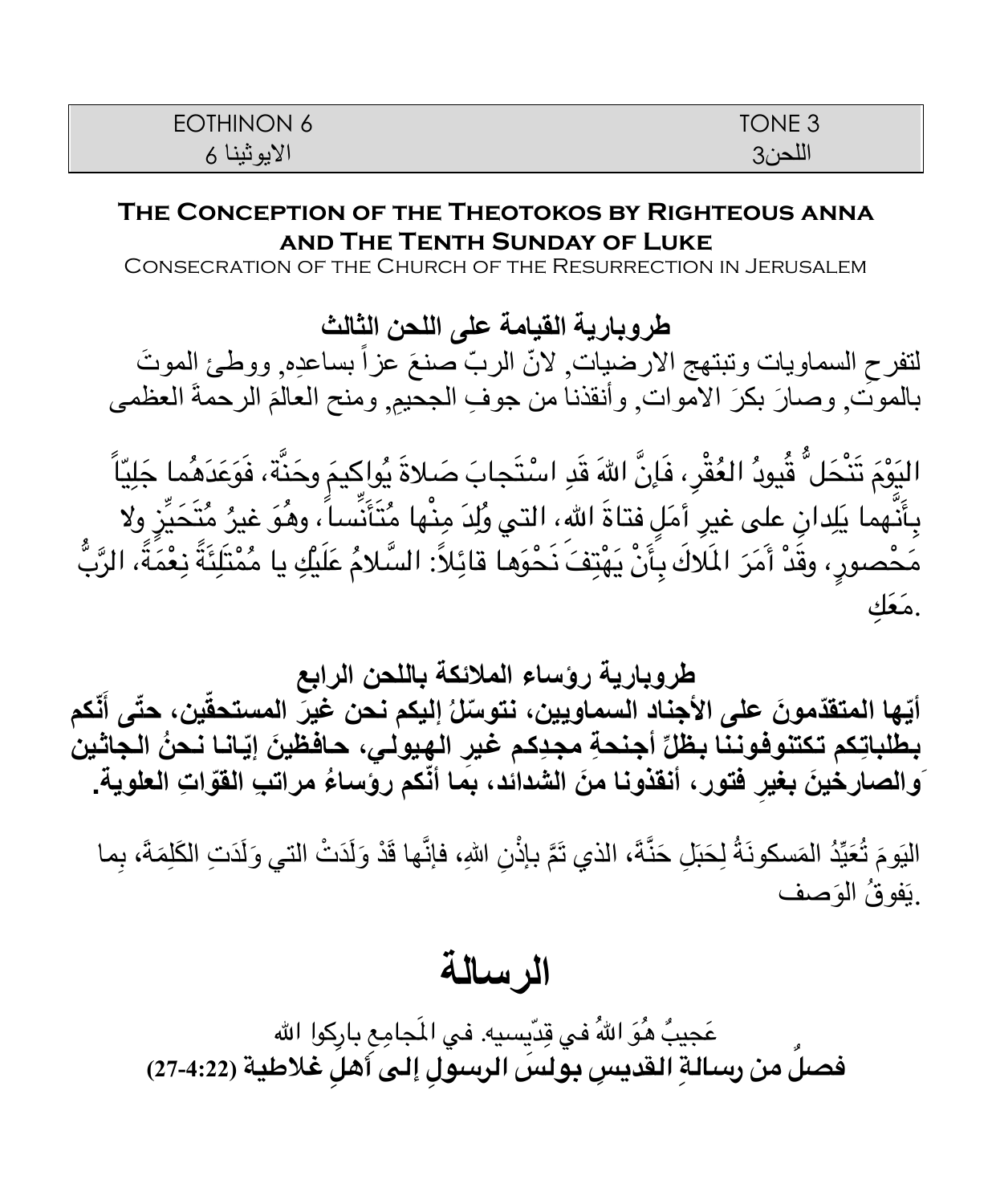| EOTHINON 6 | TONE 3 |
| --- | --- |
| الايوثينا 6 | اللحن3 |

## The Conception of the Theotokos by Righteous anna and The Tenth Sunday of Luke

Consecration of the Church of the Resurrection in Jerusalem

### طروبارية القيامة على اللحن الثالث

لتفرحِ السماويات وتبتهج الارضيات, لانّ الربّ صنعَ عزاً بساعدِه, ووطئ الموتَ بالموتِ, وصارَ بكرَ الاموات, وأنقذنا من جوفِ الجحيمِ, ومنح العالمَ الرحمةَ العظمى

اليَوْمَ تَنْحَلُّ قُيودُ العُقْرِ، فَإِنَّ اللهَ قَدِ اسْتَجابَ صَلاةَ يُواكيمَ وحَنَّة، فَوَعَدَهُما جَلِيّاً بِأَنَّهما يَلِدانِ على غيرِ أَمَلٍ فتاةَ الله، التي وُلِدَ مِنْها مُتَأَنِّساً، وهُوَ غيرُ مُتَحَيِّزٍ ولا مَحْصورٍ، وقَدْ أَمَرَ المَلاكَ بِأَنْ يَهْتِفَ نَحْوَها قائِلاً: السَّلامُ عَلَيْكِ يا مُمْتَلِئَةً نِعْمَةً، الرَّبُّ مَعَكِ.

### طروبارية رؤساء الملائكة باللحن الرابع

**أيّها المتقدّمونَ على الأجناد السماويين، نتوسّلُ إليكم نحن غيرَ المستحقّين، حتّى أنّكم بطلباتِكم تكتنوفوننا بظلِّ أجنحةِ مجدِكم غيرِ الهيولي، حافظينَ إيّانا نحنُ الجاثين والصارخينَ بغيرِ فتور، أنقذونا منَ الشدائد، بما أنّكم رؤساءُ مراتبِ القوّاتِ العلوية.**

اليَومَ تُعَيِّدُ المَسكونَةُ لِحَبَلِ حَنَّةَ، الذي تَمَّ بإذْنِ اللهِ، فإنَّها قَدْ وَلَدَتْ التي وَلَدَتِ الكَلِمَةَ، بِما يَفوقُ الوَصف.

# الرسالة

عَجيبٌ هُوَ اللهُ في قِدّيسيه. في المَجامِعِ بارِكوا الله

**فصلٌ من رسالةِ القديسِ بولسَ الرسولِ إلى أهلِ غلاطية (4:22-27)**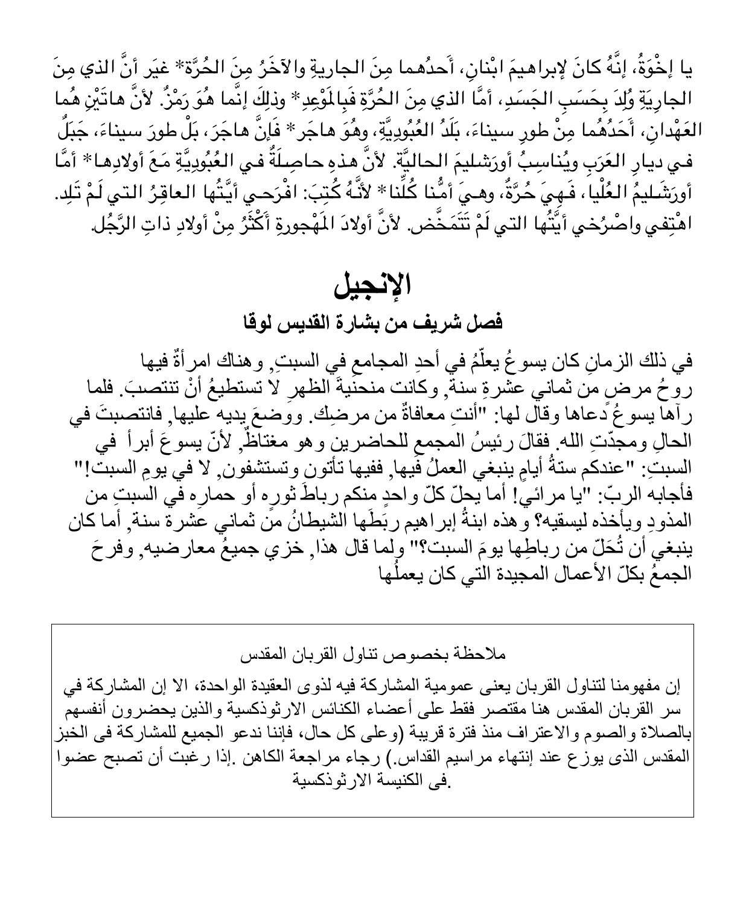يا إخْوَةُ، إنَّهُ كانَ لإبراهيمَ ابْنانِ، أَحدُهما مِنَ الجاريةِ والآخَرُ مِنَ الحُرَّة* غيرَ أنَّ الذي مِنَ الجارِيَةِ وُلِدَ بِحَسَبِ الجَسَدِ، أمَّا الذي مِنَ الحُرَّةِ فَبِالمَوْعِدِ* وذلِكَ إنَّما هُوَ رَمْزٌ. لأنَّ هاتَيْنِ هُما العَهْدانِ، أَحَدُهُما مِنْ طورِ سيناءَ، يَلِدُ العُبُودِيَّةِ، وهُوَ هاجَر* فَإنَّ هاجَرَ، بَلْ طورَ سيناءَ، جَبَلٌ في دِيارِ العَرَبِ ويُناسِبُ أورَشليمَ الحالِيَّةِ. لأنَّ هذهِ حاصِلَةٌ في العُبُودِيَّةِ مَعَ أولادِها* أمَّا أورَشَليمُ العُلْيا، فَهِيَ حُرَّةٌ، وهِيَ أمُّنا كُلِّنا* لأنَّهُ كُتِبَ: افْرَحي أيَّتُها العاقِرُ التي لَمْ تَلِد. اهْتِفي واصْرُخي أيَّتُها التي لَمْ تَتَمَخَّض. لأنَّ أولادَ المَهْجورةِ أَكْثَرُ مِنْ أولادِ ذاتِ الرَّجُل.

# الإنجيل

## فصل شريف من بشارة القديس لوقا

في ذلك الزمانِ كان يسوعُ يعلّمُ في أحدِ المجامعِ في السبتِ, وهناك امرأةٌ فيها روحُ مرضٍ من ثماني عشرةِ سنة, وكانت منحنيةَ الظهرِ لا تستطيعُ أنْ تنتصبَ. فلما رآها يسوعُ دعاها وقال لها: "أنتِ معافاةٌ من مرضِك. ووضعَ يديه عليها, فانتصبتَ في الحالِ ومجدّتِ الله. فقالَ رئيسُ المجمعِ للحاضرين وهو مغتاظٌ, لأنّ يسوعَ أبرأ في السبتِ: "عندكم ستةُ أيامٍ ينبغي العملُ فيها, ففيها تأتون وتستشفون, لا في يومِ السبتِ!" فأجابه الربّ: "يا مرائي! أما يحلّ كلّ واحدٍ منكم رباطَ ثورِه أو حمارِه في السبتِ من المذودِ ويأخذه ليسقيه؟ وهذه ابنةُ إبراهيم ربَطَها الشيطانُ من ثماني عشرة سنة, أما كان ينبغي أن تُحَلّ من رباطِها يومَ السبتِ؟" ولما قال هذا, خزي جميعُ معارضيه, وفرحَ الجمعُ بكلّ الأعمالِ المجيدة التي كان يعملُها

ملاحظة بخصوص تناول القربان المقدس

إن مفهومنا لتناول القربان يعنى عمومية المشاركة فيه لذوى العقيدة الواحدة، الا إن المشاركة في سر القربان المقدس هنا مقتصر فقط على أعضاء الكنائس الارثوذكسية والذين يحضرون أنفسهم بالصلاة والصوم والاعتراف منذ فترة قريبة (وعلى كل حال، فإننا ندعو الجميع للمشاركة فى الخبز المقدس الذى يوزع عند إنتهاء مراسيم القداس.) رجاء مراجعة الكاهن .إذا رغبت أن تصبح عضوا فى الكنيسة الارثوذكسية.